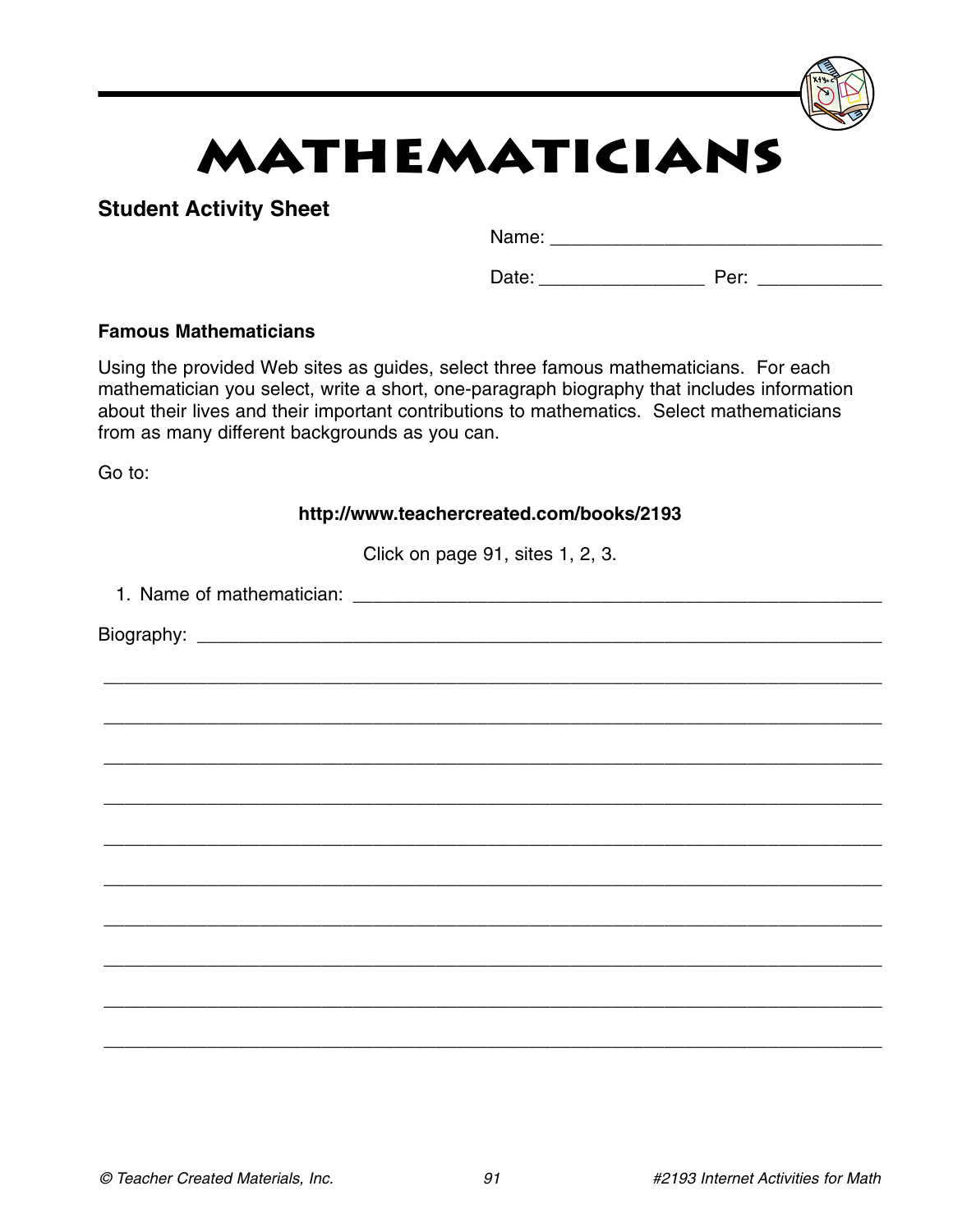# MATHEMATICIANS

## Student Activity Sheet

Name: ______________________________

Date: ________________ Per: ____________

### Famous Mathematicians

Using the provided Web sites as guides, select three famous mathematicians. For each mathematician you select, write a short, one-paragraph biography that includes information about their lives and their important contributions to mathematics. Select mathematicians from as many different backgrounds as you can.

Go to:

**http://www.teachercreated.com/books/2193**

Click on page 91, sites 1, 2, 3.

1. Name of mathematician: ______________________________________________

Biography: ______________________________________________________________

_______________________________________________________________________

_______________________________________________________________________

_______________________________________________________________________

_______________________________________________________________________

_______________________________________________________________________

_______________________________________________________________________

_______________________________________________________________________

_______________________________________________________________________

_______________________________________________________________________

_______________________________________________________________________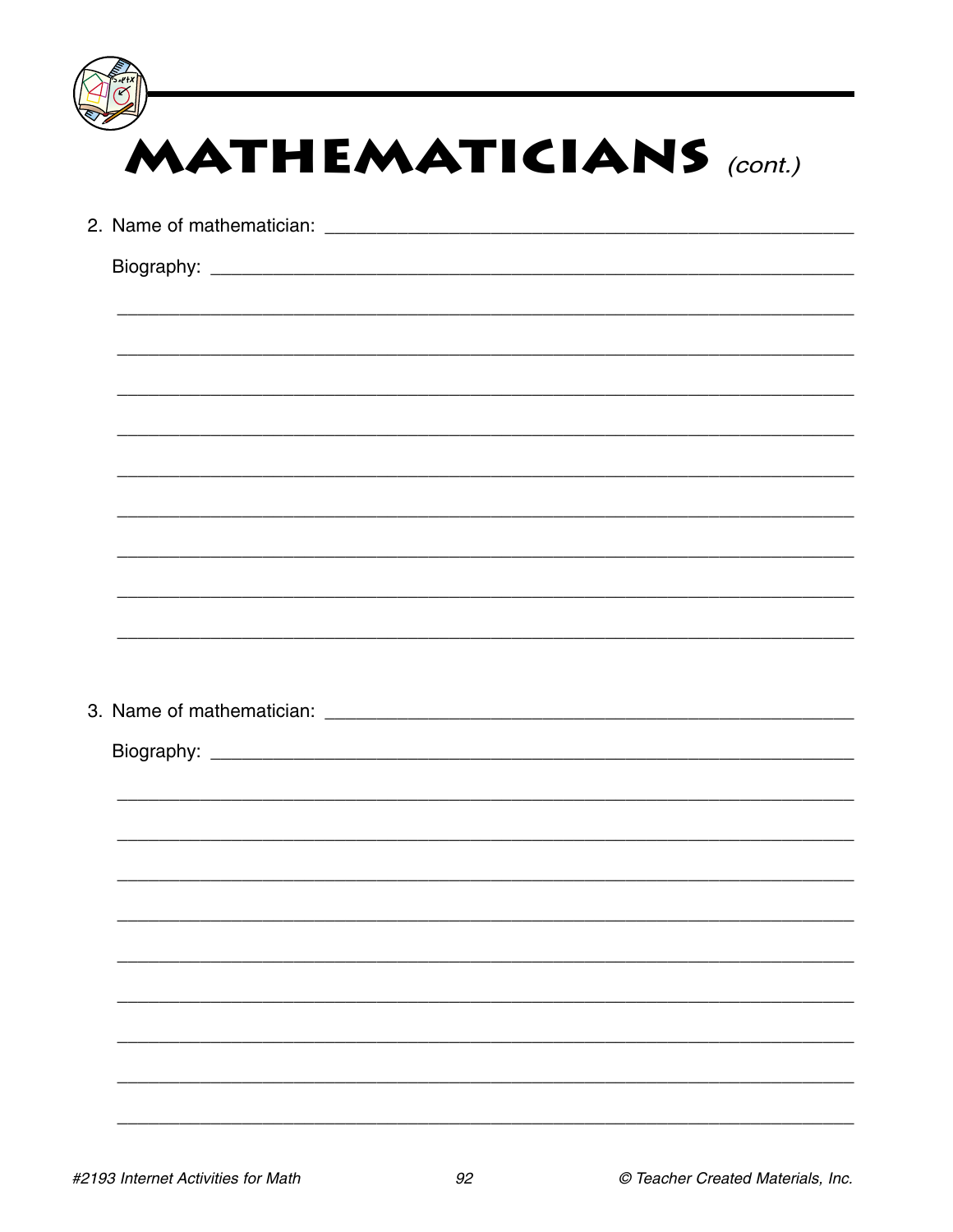# MATHEMATICIANS *(cont.)*

2. Name of mathematician: ______________________________________________

   Biography: ______________________________________________________

   ________________________________________________________________

   ________________________________________________________________

   ________________________________________________________________

   ________________________________________________________________

   ________________________________________________________________

   ________________________________________________________________

   ________________________________________________________________

   ________________________________________________________________

   ________________________________________________________________

3. Name of mathematician: ______________________________________________

   Biography: ______________________________________________________

   ________________________________________________________________

   ________________________________________________________________

   ________________________________________________________________

   ________________________________________________________________

   ________________________________________________________________

   ________________________________________________________________

   ________________________________________________________________

   ________________________________________________________________

   ________________________________________________________________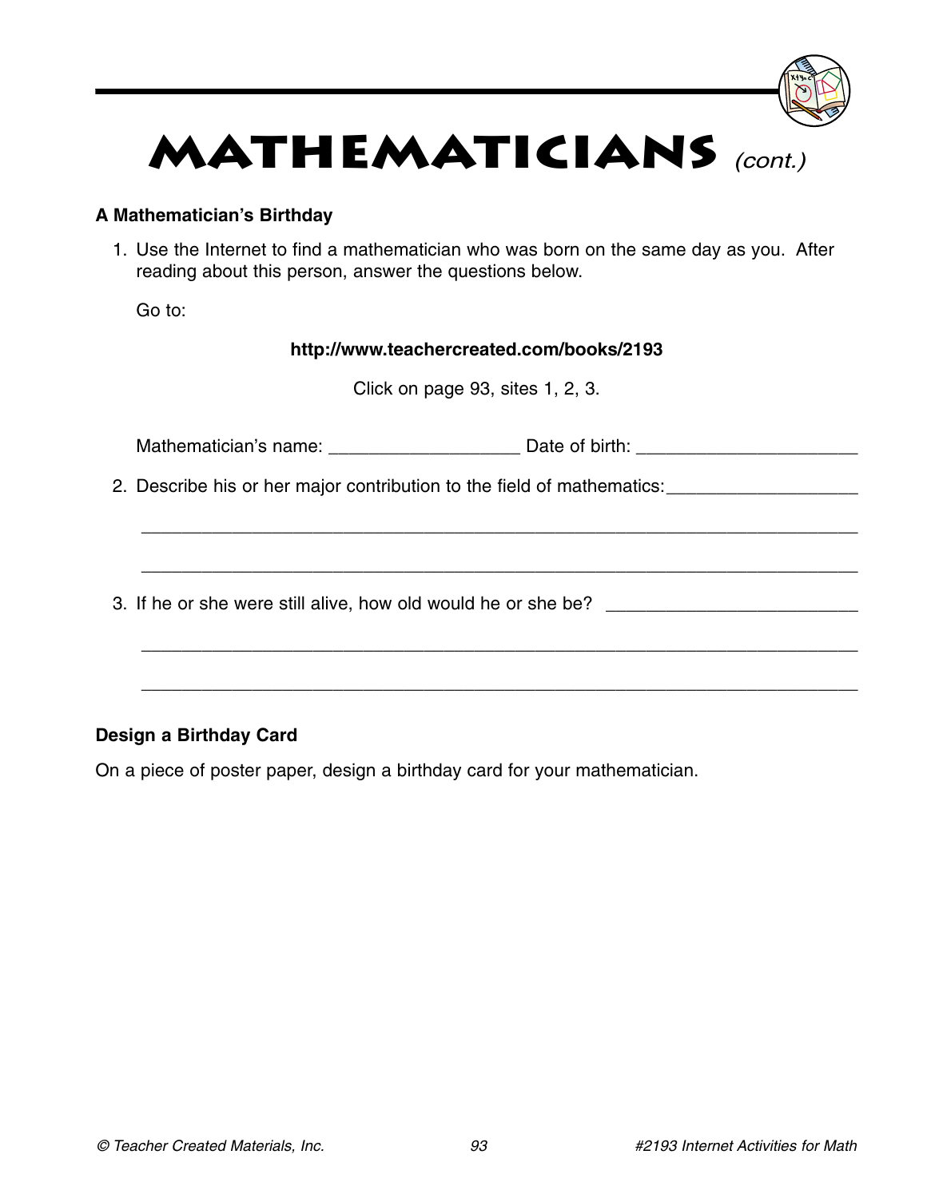# MATHEMATICIANS *(cont.)*

**A Mathematician's Birthday**

1. Use the Internet to find a mathematician who was born on the same day as you. After reading about this person, answer the questions below.

   Go to:

   **http://www.teachercreated.com/books/2193**

   Click on page 93, sites 1, 2, 3.

   Mathematician's name: ___________________ Date of birth: ______________________

2. Describe his or her major contribution to the field of mathematics: ___________________

   _______________________________________________________________________

   _______________________________________________________________________

3. If he or she were still alive, how old would he or she be? _________________________

   _______________________________________________________________________

   _______________________________________________________________________

**Design a Birthday Card**

On a piece of poster paper, design a birthday card for your mathematician.